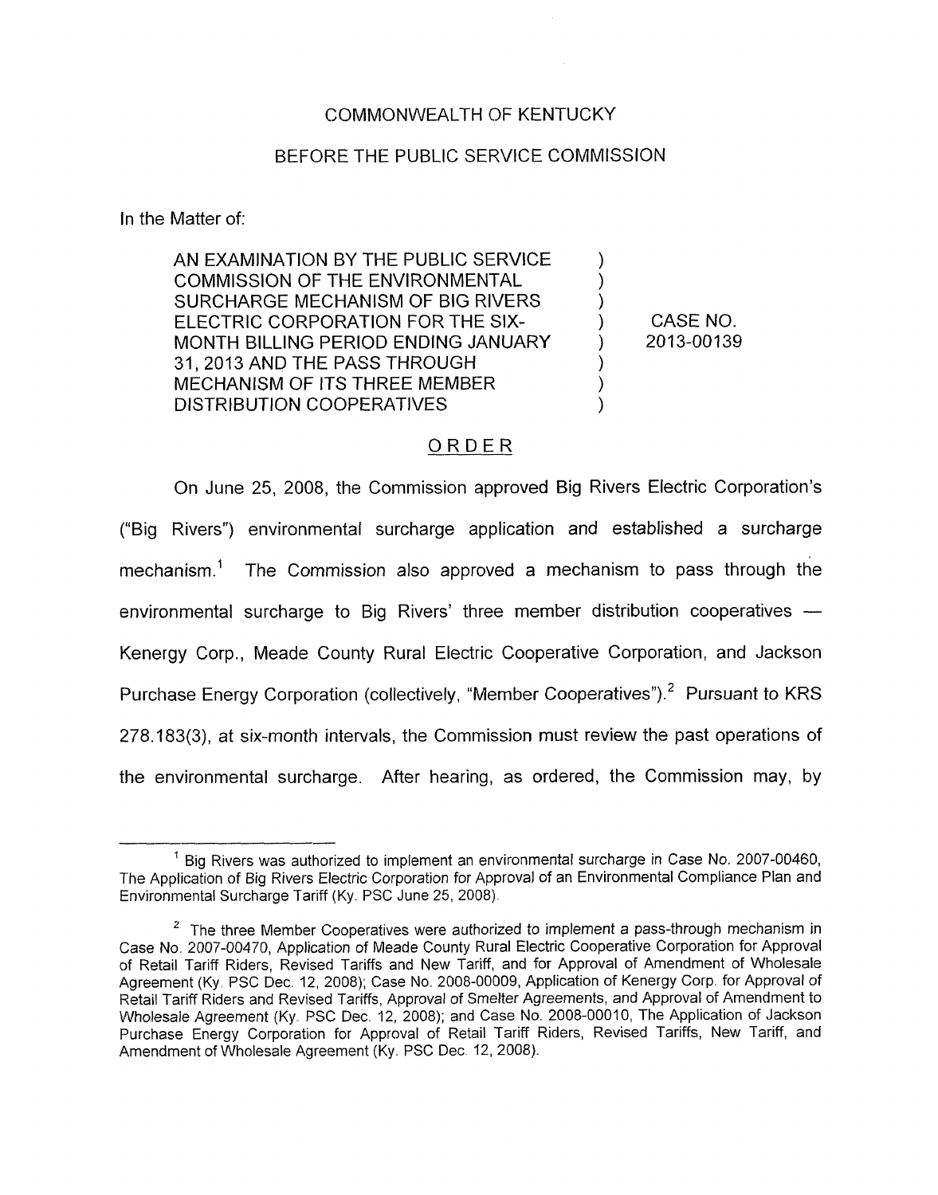COMMONWEALTH OF KENTUCKY

BEFORE THE PUBLIC SERVICE COMMISSION

In the Matter of:

| | | |
|---|---|---|
| AN EXAMINATION BY THE PUBLIC SERVICE COMMISSION OF THE ENVIRONMENTAL SURCHARGE MECHANISM OF BIG RIVERS ELECTRIC CORPORATION FOR THE SIX-MONTH BILLING PERIOD ENDING JANUARY 31, 2013 AND THE PASS THROUGH MECHANISM OF ITS THREE MEMBER DISTRIBUTION COOPERATIVES | ) | CASE NO. 2013-00139 |

## ORDER

On June 25, 2008, the Commission approved Big Rivers Electric Corporation's ("Big Rivers") environmental surcharge application and established a surcharge mechanism.[1] The Commission also approved a mechanism to pass through the environmental surcharge to Big Rivers' three member distribution cooperatives — Kenergy Corp., Meade County Rural Electric Cooperative Corporation, and Jackson Purchase Energy Corporation (collectively, "Member Cooperatives").[2] Pursuant to KRS 278.183(3), at six-month intervals, the Commission must review the past operations of the environmental surcharge. After hearing, as ordered, the Commission may, by

---

[1] Big Rivers was authorized to implement an environmental surcharge in Case No. 2007-00460, The Application of Big Rivers Electric Corporation for Approval of an Environmental Compliance Plan and Environmental Surcharge Tariff (Ky. PSC June 25, 2008).

[2] The three Member Cooperatives were authorized to implement a pass-through mechanism in Case No. 2007-00470, Application of Meade County Rural Electric Cooperative Corporation for Approval of Retail Tariff Riders, Revised Tariffs and New Tariff, and for Approval of Amendment of Wholesale Agreement (Ky. PSC Dec. 12, 2008); Case No. 2008-00009, Application of Kenergy Corp. for Approval of Retail Tariff Riders and Revised Tariffs, Approval of Smelter Agreements, and Approval of Amendment to Wholesale Agreement (Ky. PSC Dec. 12, 2008); and Case No. 2008-00010, The Application of Jackson Purchase Energy Corporation for Approval of Retail Tariff Riders, Revised Tariffs, New Tariff, and Amendment of Wholesale Agreement (Ky. PSC Dec. 12, 2008).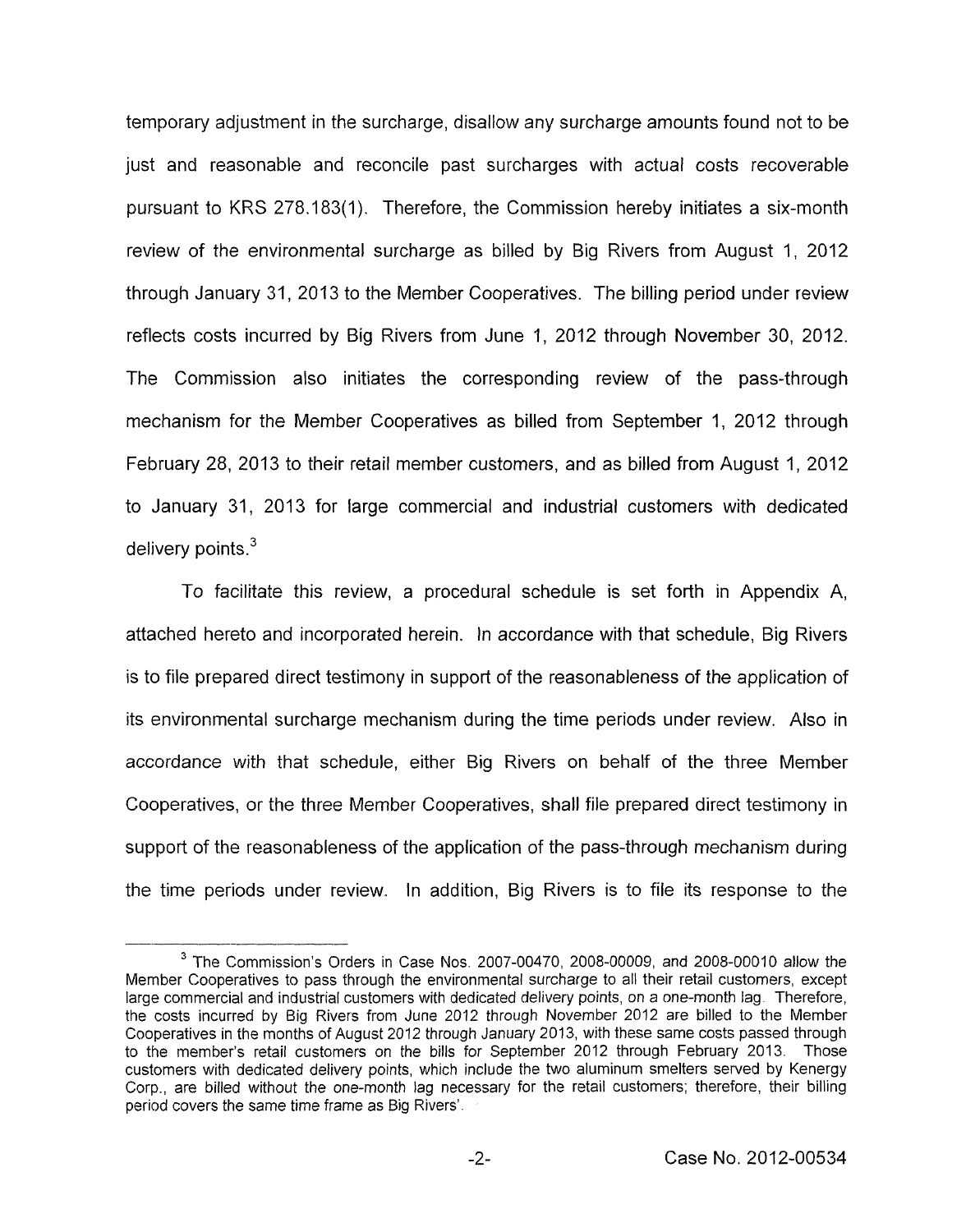temporary adjustment in the surcharge, disallow any surcharge amounts found not to be just and reasonable and reconcile past surcharges with actual costs recoverable pursuant to KRS 278.183(1). Therefore, the Commission hereby initiates a six-month review of the environmental surcharge as billed by Big Rivers from August 1, 2012 through January 31, 2013 to the Member Cooperatives. The billing period under review reflects costs incurred by Big Rivers from June 1, 2012 through November 30, 2012. The Commission also initiates the corresponding review of the pass-through mechanism for the Member Cooperatives as billed from September 1, 2012 through February 28, 2013 to their retail member customers, and as billed from August 1, 2012 to January 31, 2013 for large commercial and industrial customers with dedicated delivery points.[3]

To facilitate this review, a procedural schedule is set forth in Appendix A, attached hereto and incorporated herein. In accordance with that schedule, Big Rivers is to file prepared direct testimony in support of the reasonableness of the application of its environmental surcharge mechanism during the time periods under review. Also in accordance with that schedule, either Big Rivers on behalf of the three Member Cooperatives, or the three Member Cooperatives, shall file prepared direct testimony in support of the reasonableness of the application of the pass-through mechanism during the time periods under review. In addition, Big Rivers is to file its response to the

[3] The Commission's Orders in Case Nos. 2007-00470, 2008-00009, and 2008-00010 allow the Member Cooperatives to pass through the environmental surcharge to all their retail customers, except large commercial and industrial customers with dedicated delivery points, on a one-month lag. Therefore, the costs incurred by Big Rivers from June 2012 through November 2012 are billed to the Member Cooperatives in the months of August 2012 through January 2013, with these same costs passed through to the member's retail customers on the bills for September 2012 through February 2013. Those customers with dedicated delivery points, which include the two aluminum smelters served by Kenergy Corp., are billed without the one-month lag necessary for the retail customers; therefore, their billing period covers the same time frame as Big Rivers'.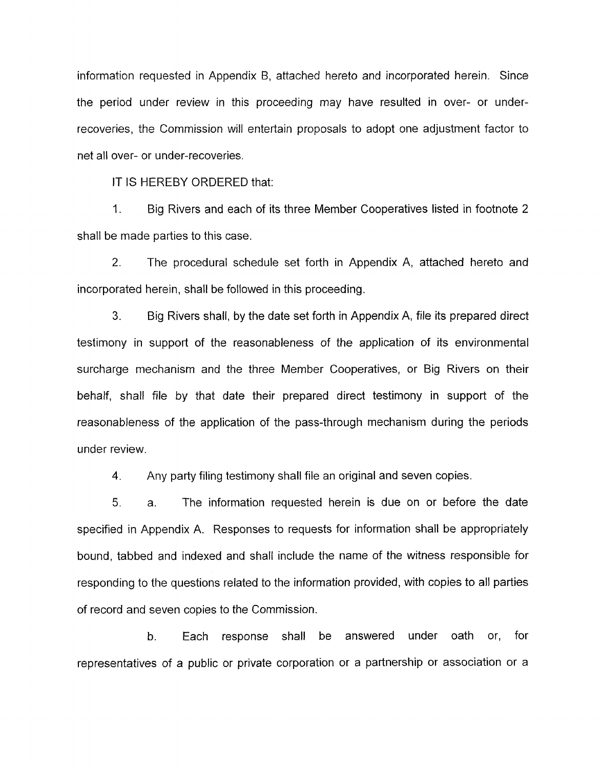information requested in Appendix B, attached hereto and incorporated herein. Since the period under review in this proceeding may have resulted in over- or under-recoveries, the Commission will entertain proposals to adopt one adjustment factor to net all over- or under-recoveries.

IT IS HEREBY ORDERED that:

1. Big Rivers and each of its three Member Cooperatives listed in footnote 2 shall be made parties to this case.

2. The procedural schedule set forth in Appendix A, attached hereto and incorporated herein, shall be followed in this proceeding.

3. Big Rivers shall, by the date set forth in Appendix A, file its prepared direct testimony in support of the reasonableness of the application of its environmental surcharge mechanism and the three Member Cooperatives, or Big Rivers on their behalf, shall file by that date their prepared direct testimony in support of the reasonableness of the application of the pass-through mechanism during the periods under review.

4. Any party filing testimony shall file an original and seven copies.

5. a. The information requested herein is due on or before the date specified in Appendix A. Responses to requests for information shall be appropriately bound, tabbed and indexed and shall include the name of the witness responsible for responding to the questions related to the information provided, with copies to all parties of record and seven copies to the Commission.

b. Each response shall be answered under oath or, for representatives of a public or private corporation or a partnership or association or a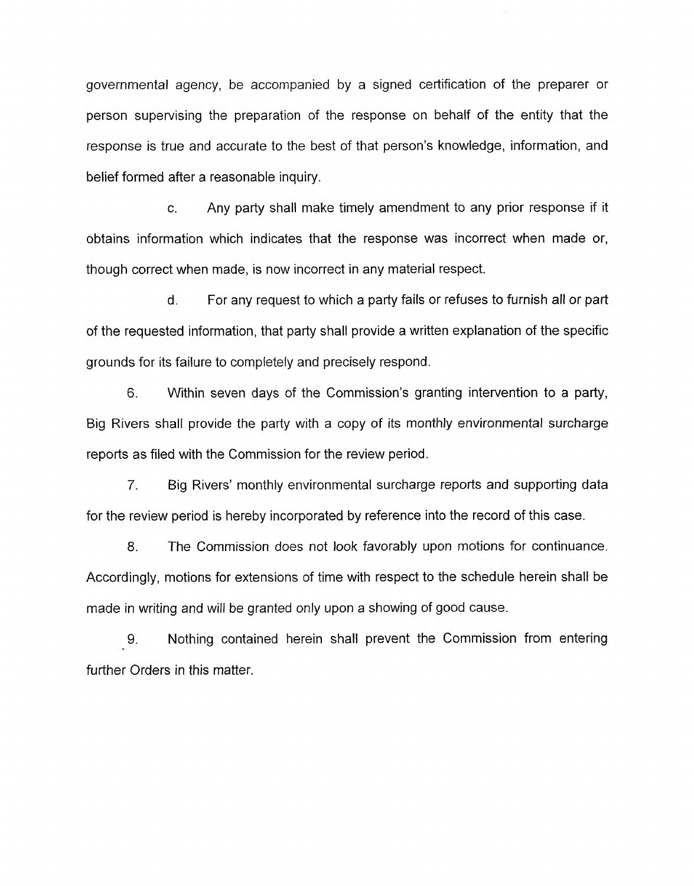governmental agency, be accompanied by a signed certification of the preparer or person supervising the preparation of the response on behalf of the entity that the response is true and accurate to the best of that person's knowledge, information, and belief formed after a reasonable inquiry.

c. Any party shall make timely amendment to any prior response if it obtains information which indicates that the response was incorrect when made or, though correct when made, is now incorrect in any material respect.

d. For any request to which a party fails or refuses to furnish all or part of the requested information, that party shall provide a written explanation of the specific grounds for its failure to completely and precisely respond.

6. Within seven days of the Commission's granting intervention to a party, Big Rivers shall provide the party with a copy of its monthly environmental surcharge reports as filed with the Commission for the review period.

7. Big Rivers' monthly environmental surcharge reports and supporting data for the review period is hereby incorporated by reference into the record of this case.

8. The Commission does not look favorably upon motions for continuance. Accordingly, motions for extensions of time with respect to the schedule herein shall be made in writing and will be granted only upon a showing of good cause.

9. Nothing contained herein shall prevent the Commission from entering further Orders in this matter.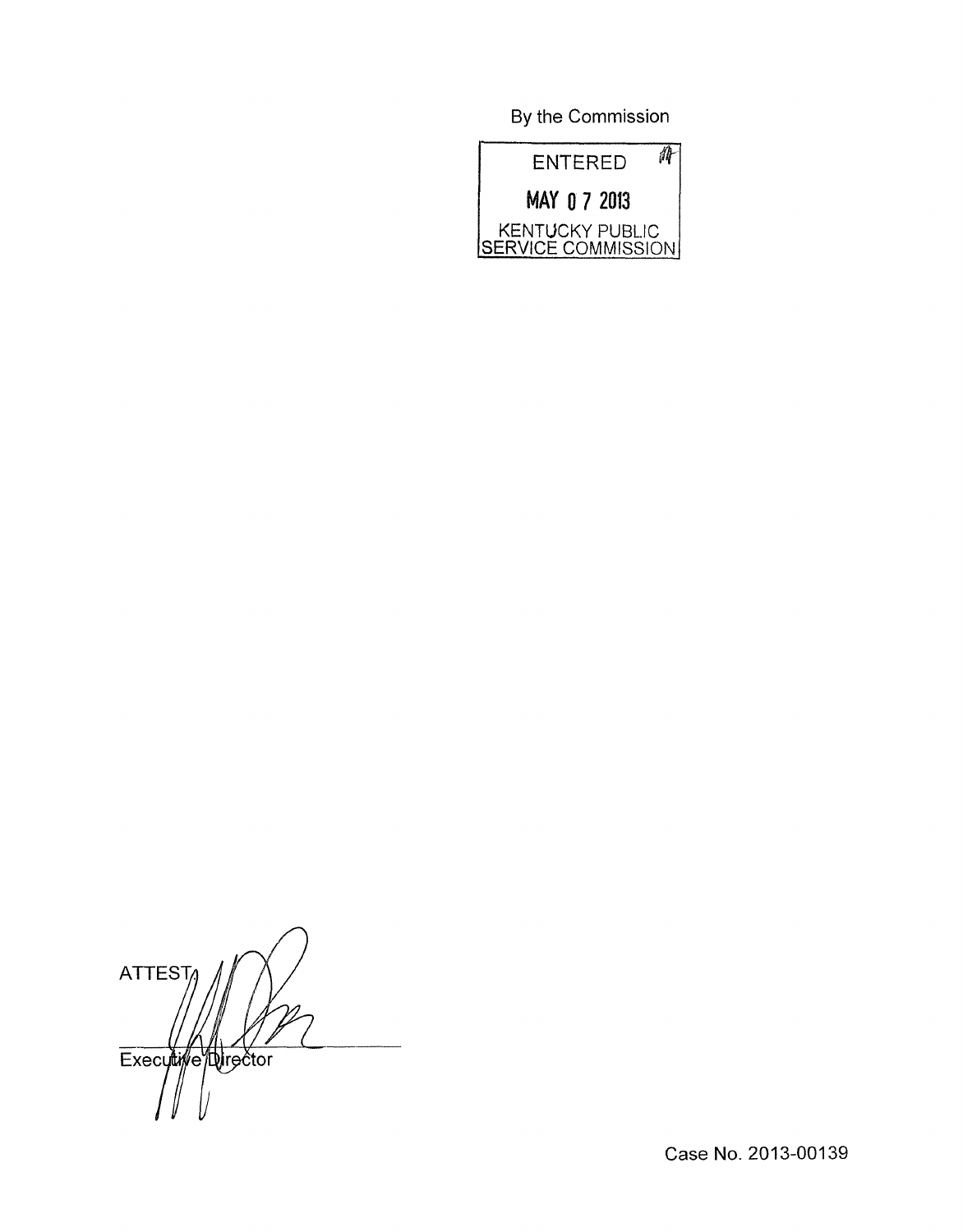By the Commission

ENTERED

MAY 07 2013

KENTUCKY PUBLIC SERVICE COMMISSION

ATTEST

Executive Director

Case No. 2013-00139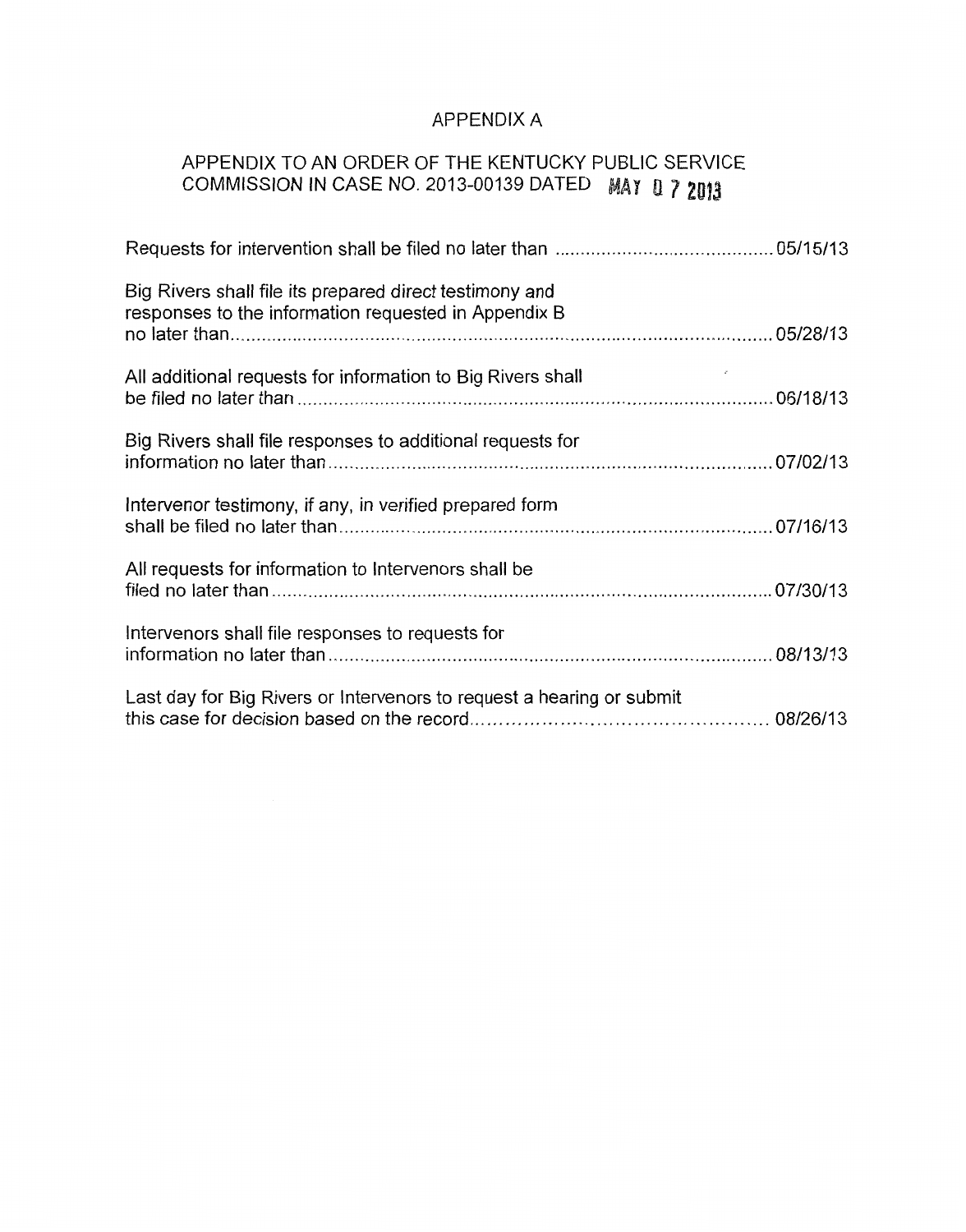# APPENDIX A

## APPENDIX TO AN ORDER OF THE KENTUCKY PUBLIC SERVICE COMMISSION IN CASE NO. 2013-00139 DATED MAY 0 7 2013

Requests for intervention shall be filed no later than .......................................... 05/15/13

Big Rivers shall file its prepared direct testimony and responses to the information requested in Appendix B no later than .......................................................................................................... 05/28/13

All additional requests for information to Big Rivers shall be filed no later than ........................................................................................ 06/18/13

Big Rivers shall file responses to additional requests for information no later than ................................................................................... 07/02/13

Intervenor testimony, if any, in verified prepared form shall be filed no later than ................................................................................. 07/16/13

All requests for information to Intervenors shall be filed no later than .............................................................................................. 07/30/13

Intervenors shall file responses to requests for information no later than .................................................................................... 08/13/13

Last day for Big Rivers or Intervenors to request a hearing or submit this case for decision based on the record............................................... 08/26/13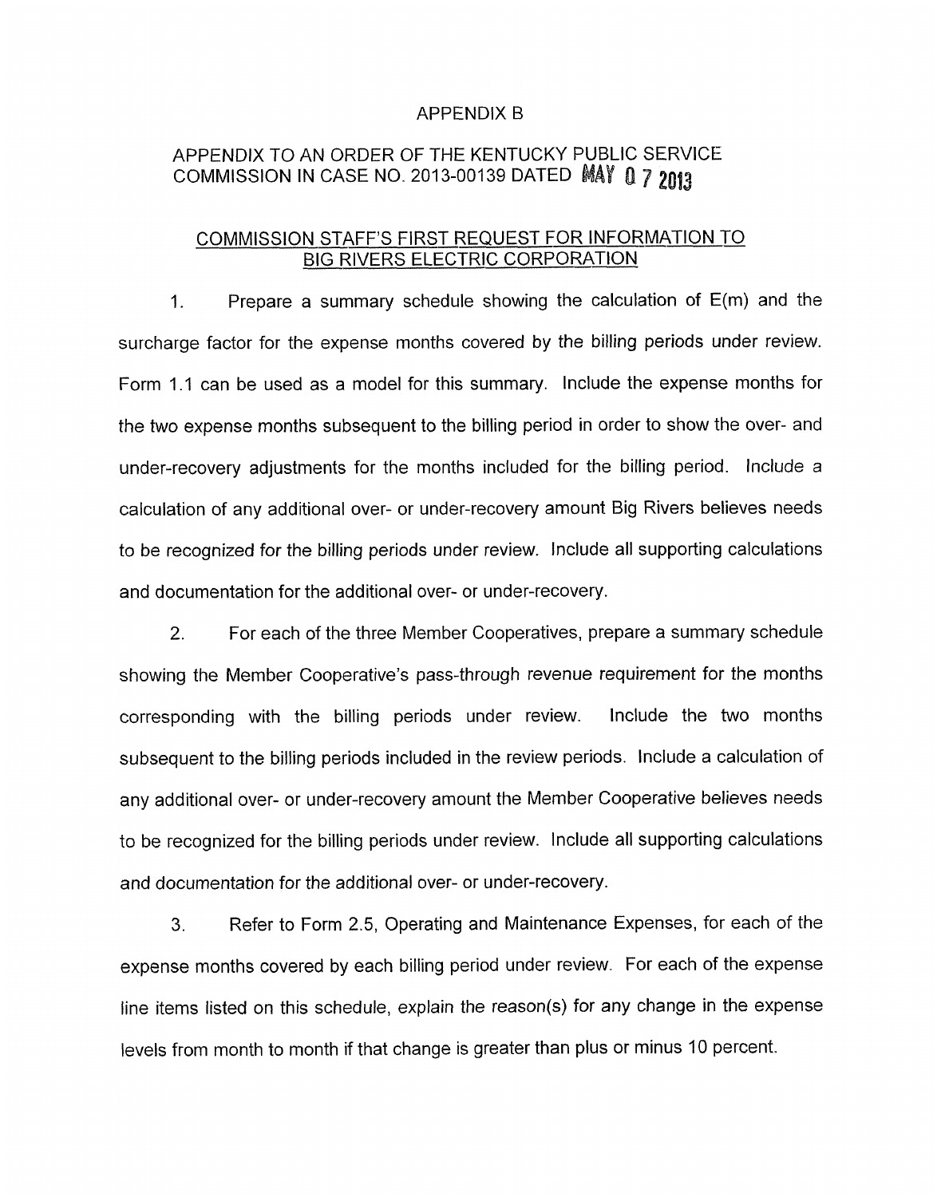APPENDIX B

APPENDIX TO AN ORDER OF THE KENTUCKY PUBLIC SERVICE COMMISSION IN CASE NO. 2013-00139 DATED MAY 0 7 2013

COMMISSION STAFF'S FIRST REQUEST FOR INFORMATION TO BIG RIVERS ELECTRIC CORPORATION

1. Prepare a summary schedule showing the calculation of E(m) and the surcharge factor for the expense months covered by the billing periods under review. Form 1.1 can be used as a model for this summary. Include the expense months for the two expense months subsequent to the billing period in order to show the over- and under-recovery adjustments for the months included for the billing period. Include a calculation of any additional over- or under-recovery amount Big Rivers believes needs to be recognized for the billing periods under review. Include all supporting calculations and documentation for the additional over- or under-recovery.

2. For each of the three Member Cooperatives, prepare a summary schedule showing the Member Cooperative's pass-through revenue requirement for the months corresponding with the billing periods under review. Include the two months subsequent to the billing periods included in the review periods. Include a calculation of any additional over- or under-recovery amount the Member Cooperative believes needs to be recognized for the billing periods under review. Include all supporting calculations and documentation for the additional over- or under-recovery.

3. Refer to Form 2.5, Operating and Maintenance Expenses, for each of the expense months covered by each billing period under review. For each of the expense line items listed on this schedule, explain the reason(s) for any change in the expense levels from month to month if that change is greater than plus or minus 10 percent.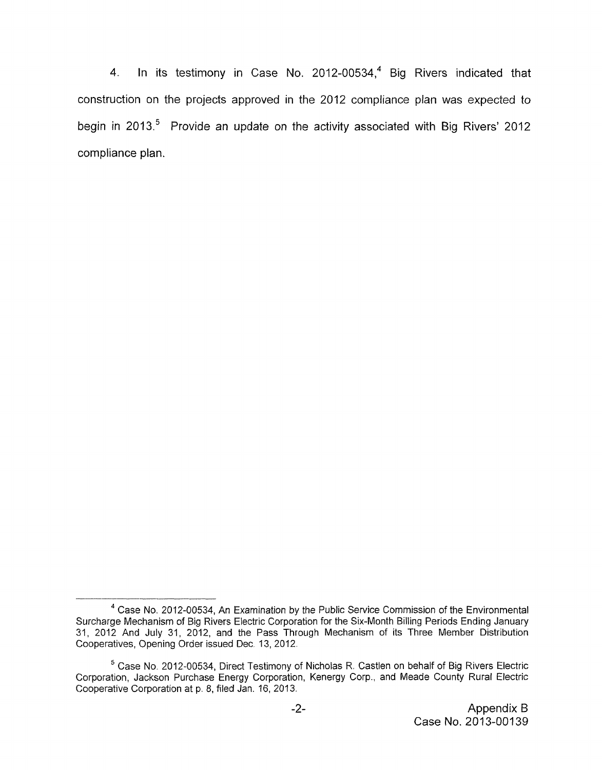4. In its testimony in Case No. 2012-00534,[4] Big Rivers indicated that construction on the projects approved in the 2012 compliance plan was expected to begin in 2013.[5] Provide an update on the activity associated with Big Rivers' 2012 compliance plan.

---

[4] Case No. 2012-00534, An Examination by the Public Service Commission of the Environmental Surcharge Mechanism of Big Rivers Electric Corporation for the Six-Month Billing Periods Ending January 31, 2012 And July 31, 2012, and the Pass Through Mechanism of its Three Member Distribution Cooperatives, Opening Order issued Dec. 13, 2012.

[5] Case No. 2012-00534, Direct Testimony of Nicholas R. Castlen on behalf of Big Rivers Electric Corporation, Jackson Purchase Energy Corporation, Kenergy Corp., and Meade County Rural Electric Cooperative Corporation at p. 8, filed Jan. 16, 2013.

Appendix B
Case No. 2013-00139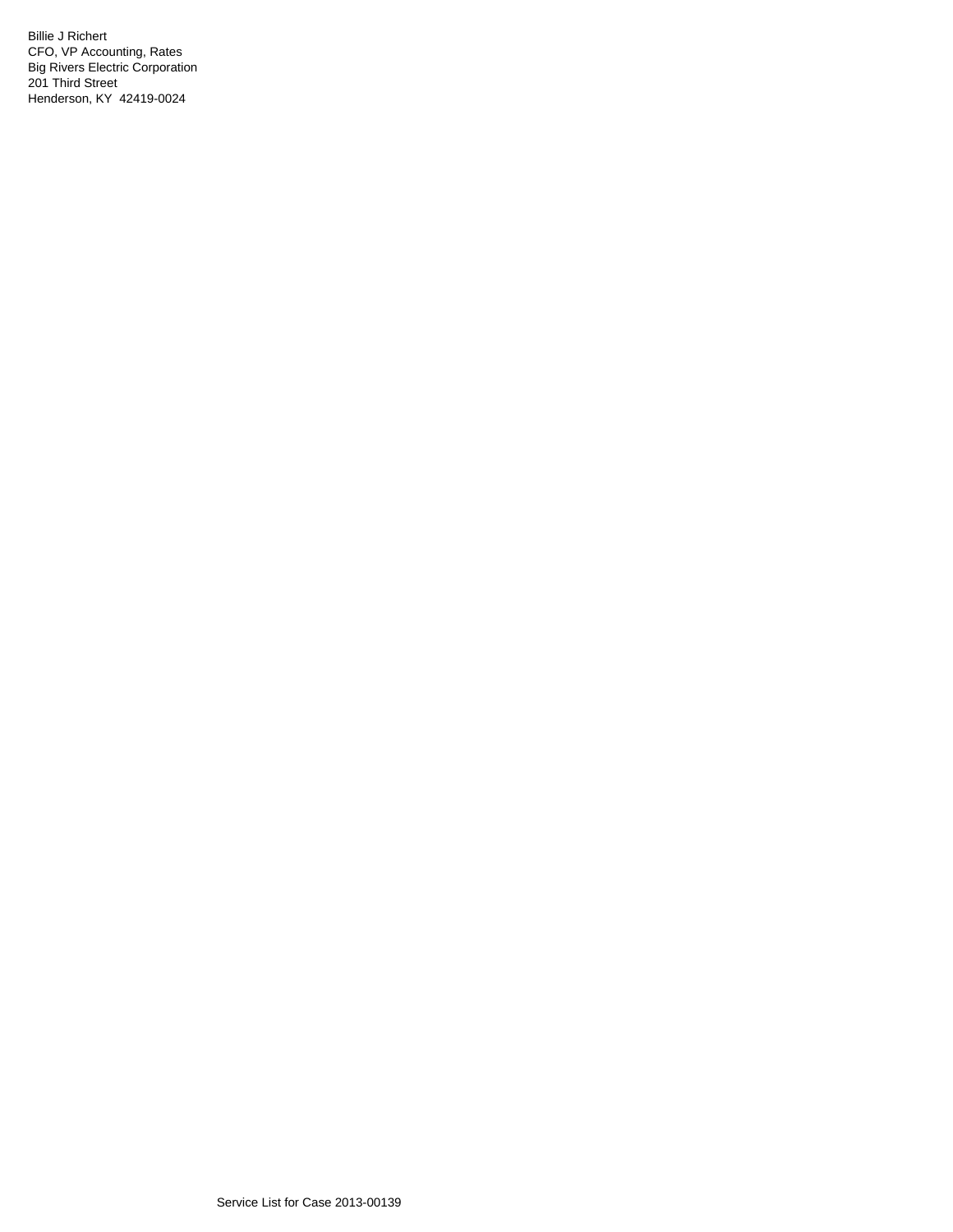Billie J Richert
CFO, VP Accounting, Rates
Big Rivers Electric Corporation
201 Third Street
Henderson, KY 42419-0024

Service List for Case 2013-00139